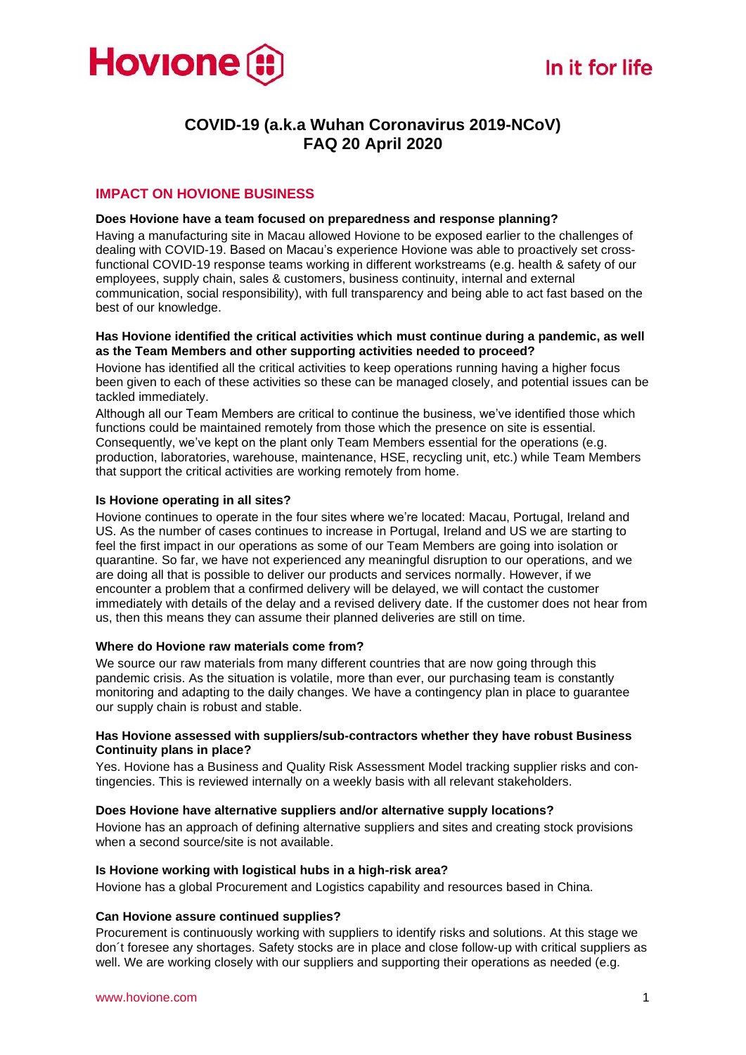# COVID-19 (a.k.a Wuhan Coronavirus 2019-NCoV) FAQ 20 April 2020

## IMPACT ON HOVIONE BUSINESS

**Does Hovione have a team focused on preparedness and response planning?**

Having a manufacturing site in Macau allowed Hovione to be exposed earlier to the challenges of dealing with COVID-19. Based on Macau's experience Hovione was able to proactively set cross-functional COVID-19 response teams working in different workstreams (e.g. health & safety of our employees, supply chain, sales & customers, business continuity, internal and external communication, social responsibility), with full transparency and being able to act fast based on the best of our knowledge.

**Has Hovione identified the critical activities which must continue during a pandemic, as well as the Team Members and other supporting activities needed to proceed?**

Hovione has identified all the critical activities to keep operations running having a higher focus been given to each of these activities so these can be managed closely, and potential issues can be tackled immediately.

Although all our Team Members are critical to continue the business, we've identified those which functions could be maintained remotely from those which the presence on site is essential. Consequently, we've kept on the plant only Team Members essential for the operations (e.g. production, laboratories, warehouse, maintenance, HSE, recycling unit, etc.) while Team Members that support the critical activities are working remotely from home.

**Is Hovione operating in all sites?**

Hovione continues to operate in the four sites where we're located: Macau, Portugal, Ireland and US. As the number of cases continues to increase in Portugal, Ireland and US we are starting to feel the first impact in our operations as some of our Team Members are going into isolation or quarantine. So far, we have not experienced any meaningful disruption to our operations, and we are doing all that is possible to deliver our products and services normally. However, if we encounter a problem that a confirmed delivery will be delayed, we will contact the customer immediately with details of the delay and a revised delivery date. If the customer does not hear from us, then this means they can assume their planned deliveries are still on time.

**Where do Hovione raw materials come from?**

We source our raw materials from many different countries that are now going through this pandemic crisis. As the situation is volatile, more than ever, our purchasing team is constantly monitoring and adapting to the daily changes. We have a contingency plan in place to guarantee our supply chain is robust and stable.

**Has Hovione assessed with suppliers/sub-contractors whether they have robust Business Continuity plans in place?**

Yes. Hovione has a Business and Quality Risk Assessment Model tracking supplier risks and contingencies. This is reviewed internally on a weekly basis with all relevant stakeholders.

**Does Hovione have alternative suppliers and/or alternative supply locations?**

Hovione has an approach of defining alternative suppliers and sites and creating stock provisions when a second source/site is not available.

**Is Hovione working with logistical hubs in a high-risk area?**

Hovione has a global Procurement and Logistics capability and resources based in China.

**Can Hovione assure continued supplies?**

Procurement is continuously working with suppliers to identify risks and solutions. At this stage we don´t foresee any shortages. Safety stocks are in place and close follow-up with critical suppliers as well. We are working closely with our suppliers and supporting their operations as needed (e.g.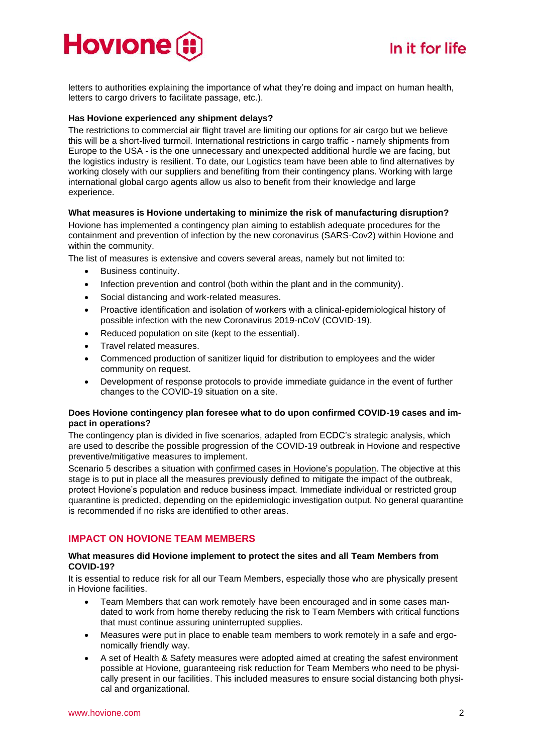letters to authorities explaining the importance of what they're doing and impact on human health, letters to cargo drivers to facilitate passage, etc.).

**Has Hovione experienced any shipment delays?**

The restrictions to commercial air flight travel are limiting our options for air cargo but we believe this will be a short-lived turmoil. International restrictions in cargo traffic - namely shipments from Europe to the USA - is the one unnecessary and unexpected additional hurdle we are facing, but the logistics industry is resilient. To date, our Logistics team have been able to find alternatives by working closely with our suppliers and benefiting from their contingency plans. Working with large international global cargo agents allow us also to benefit from their knowledge and large experience.

**What measures is Hovione undertaking to minimize the risk of manufacturing disruption?**

Hovione has implemented a contingency plan aiming to establish adequate procedures for the containment and prevention of infection by the new coronavirus (SARS-Cov2) within Hovione and within the community.

The list of measures is extensive and covers several areas, namely but not limited to:

- Business continuity.
- Infection prevention and control (both within the plant and in the community).
- Social distancing and work-related measures.
- Proactive identification and isolation of workers with a clinical-epidemiological history of possible infection with the new Coronavirus 2019-nCoV (COVID-19).
- Reduced population on site (kept to the essential).
- Travel related measures.
- Commenced production of sanitizer liquid for distribution to employees and the wider community on request.
- Development of response protocols to provide immediate guidance in the event of further changes to the COVID-19 situation on a site.

**Does Hovione contingency plan foresee what to do upon confirmed COVID-19 cases and impact in operations?**

The contingency plan is divided in five scenarios, adapted from ECDC's strategic analysis, which are used to describe the possible progression of the COVID-19 outbreak in Hovione and respective preventive/mitigative measures to implement.

Scenario 5 describes a situation with confirmed cases in Hovione's population. The objective at this stage is to put in place all the measures previously defined to mitigate the impact of the outbreak, protect Hovione's population and reduce business impact. Immediate individual or restricted group quarantine is predicted, depending on the epidemiologic investigation output. No general quarantine is recommended if no risks are identified to other areas.

## IMPACT ON HOVIONE TEAM MEMBERS

**What measures did Hovione implement to protect the sites and all Team Members from COVID-19?**

It is essential to reduce risk for all our Team Members, especially those who are physically present in Hovione facilities.

- Team Members that can work remotely have been encouraged and in some cases mandated to work from home thereby reducing the risk to Team Members with critical functions that must continue assuring uninterrupted supplies.
- Measures were put in place to enable team members to work remotely in a safe and ergonomically friendly way.
- A set of Health & Safety measures were adopted aimed at creating the safest environment possible at Hovione, guaranteeing risk reduction for Team Members who need to be physically present in our facilities. This included measures to ensure social distancing both physical and organizational.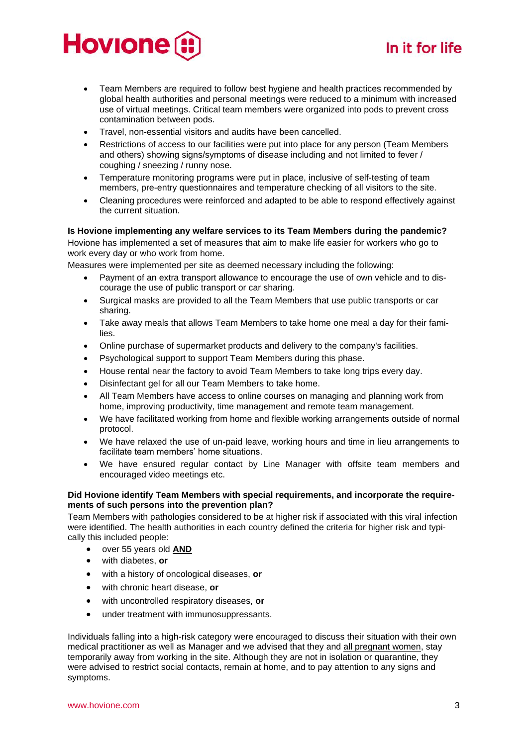- Team Members are required to follow best hygiene and health practices recommended by global health authorities and personal meetings were reduced to a minimum with increased use of virtual meetings. Critical team members were organized into pods to prevent cross contamination between pods.
- Travel, non-essential visitors and audits have been cancelled.
- Restrictions of access to our facilities were put into place for any person (Team Members and others) showing signs/symptoms of disease including and not limited to fever / coughing / sneezing / runny nose.
- Temperature monitoring programs were put in place, inclusive of self-testing of team members, pre-entry questionnaires and temperature checking of all visitors to the site.
- Cleaning procedures were reinforced and adapted to be able to respond effectively against the current situation.

**Is Hovione implementing any welfare services to its Team Members during the pandemic?**

Hovione has implemented a set of measures that aim to make life easier for workers who go to work every day or who work from home.

Measures were implemented per site as deemed necessary including the following:

- Payment of an extra transport allowance to encourage the use of own vehicle and to discourage the use of public transport or car sharing.
- Surgical masks are provided to all the Team Members that use public transports or car sharing.
- Take away meals that allows Team Members to take home one meal a day for their families.
- Online purchase of supermarket products and delivery to the company's facilities.
- Psychological support to support Team Members during this phase.
- House rental near the factory to avoid Team Members to take long trips every day.
- Disinfectant gel for all our Team Members to take home.
- All Team Members have access to online courses on managing and planning work from home, improving productivity, time management and remote team management.
- We have facilitated working from home and flexible working arrangements outside of normal protocol.
- We have relaxed the use of un-paid leave, working hours and time in lieu arrangements to facilitate team members' home situations.
- We have ensured regular contact by Line Manager with offsite team members and encouraged video meetings etc.

**Did Hovione identify Team Members with special requirements, and incorporate the requirements of such persons into the prevention plan?**

Team Members with pathologies considered to be at higher risk if associated with this viral infection were identified. The health authorities in each country defined the criteria for higher risk and typically this included people:

- over 55 years old <u>**AND**</u>
- with diabetes, **or**
- with a history of oncological diseases, **or**
- with chronic heart disease, **or**
- with uncontrolled respiratory diseases, **or**
- under treatment with immunosuppressants.

Individuals falling into a high-risk category were encouraged to discuss their situation with their own medical practitioner as well as Manager and we advised that they and <u>all pregnant women</u>, stay temporarily away from working in the site. Although they are not in isolation or quarantine, they were advised to restrict social contacts, remain at home, and to pay attention to any signs and symptoms.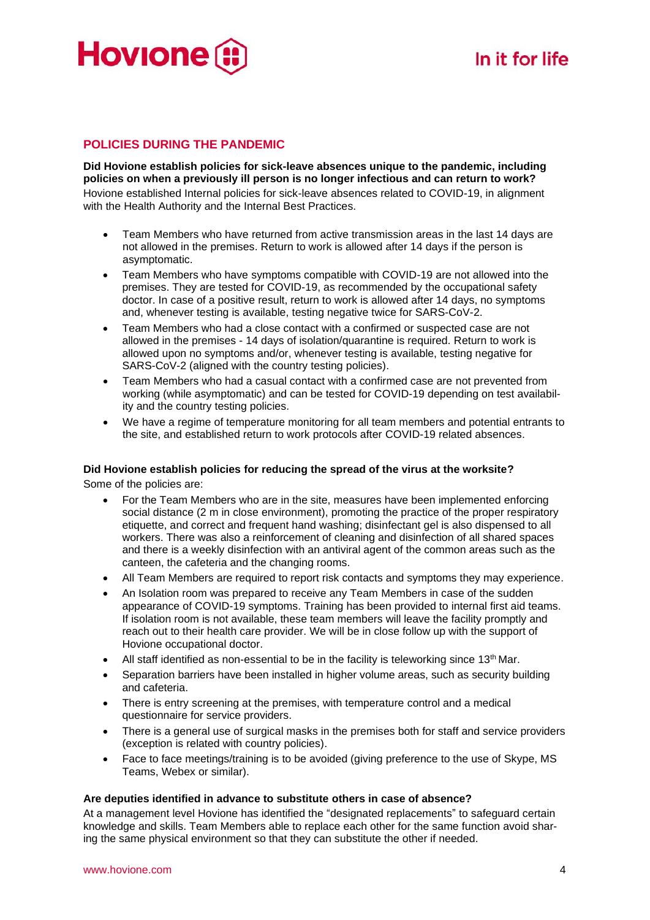## POLICIES DURING THE PANDEMIC

**Did Hovione establish policies for sick-leave absences unique to the pandemic, including policies on when a previously ill person is no longer infectious and can return to work?**

Hovione established Internal policies for sick-leave absences related to COVID-19, in alignment with the Health Authority and the Internal Best Practices.

- Team Members who have returned from active transmission areas in the last 14 days are not allowed in the premises. Return to work is allowed after 14 days if the person is asymptomatic.
- Team Members who have symptoms compatible with COVID-19 are not allowed into the premises. They are tested for COVID-19, as recommended by the occupational safety doctor. In case of a positive result, return to work is allowed after 14 days, no symptoms and, whenever testing is available, testing negative twice for SARS-CoV-2.
- Team Members who had a close contact with a confirmed or suspected case are not allowed in the premises - 14 days of isolation/quarantine is required. Return to work is allowed upon no symptoms and/or, whenever testing is available, testing negative for SARS-CoV-2 (aligned with the country testing policies).
- Team Members who had a casual contact with a confirmed case are not prevented from working (while asymptomatic) and can be tested for COVID-19 depending on test availability and the country testing policies.
- We have a regime of temperature monitoring for all team members and potential entrants to the site, and established return to work protocols after COVID-19 related absences.

**Did Hovione establish policies for reducing the spread of the virus at the worksite?**

Some of the policies are:

- For the Team Members who are in the site, measures have been implemented enforcing social distance (2 m in close environment), promoting the practice of the proper respiratory etiquette, and correct and frequent hand washing; disinfectant gel is also dispensed to all workers. There was also a reinforcement of cleaning and disinfection of all shared spaces and there is a weekly disinfection with an antiviral agent of the common areas such as the canteen, the cafeteria and the changing rooms.
- All Team Members are required to report risk contacts and symptoms they may experience.
- An Isolation room was prepared to receive any Team Members in case of the sudden appearance of COVID-19 symptoms. Training has been provided to internal first aid teams. If isolation room is not available, these team members will leave the facility promptly and reach out to their health care provider. We will be in close follow up with the support of Hovione occupational doctor.
- All staff identified as non-essential to be in the facility is teleworking since 13th Mar.
- Separation barriers have been installed in higher volume areas, such as security building and cafeteria.
- There is entry screening at the premises, with temperature control and a medical questionnaire for service providers.
- There is a general use of surgical masks in the premises both for staff and service providers (exception is related with country policies).
- Face to face meetings/training is to be avoided (giving preference to the use of Skype, MS Teams, Webex or similar).

**Are deputies identified in advance to substitute others in case of absence?**

At a management level Hovione has identified the "designated replacements" to safeguard certain knowledge and skills. Team Members able to replace each other for the same function avoid sharing the same physical environment so that they can substitute the other if needed.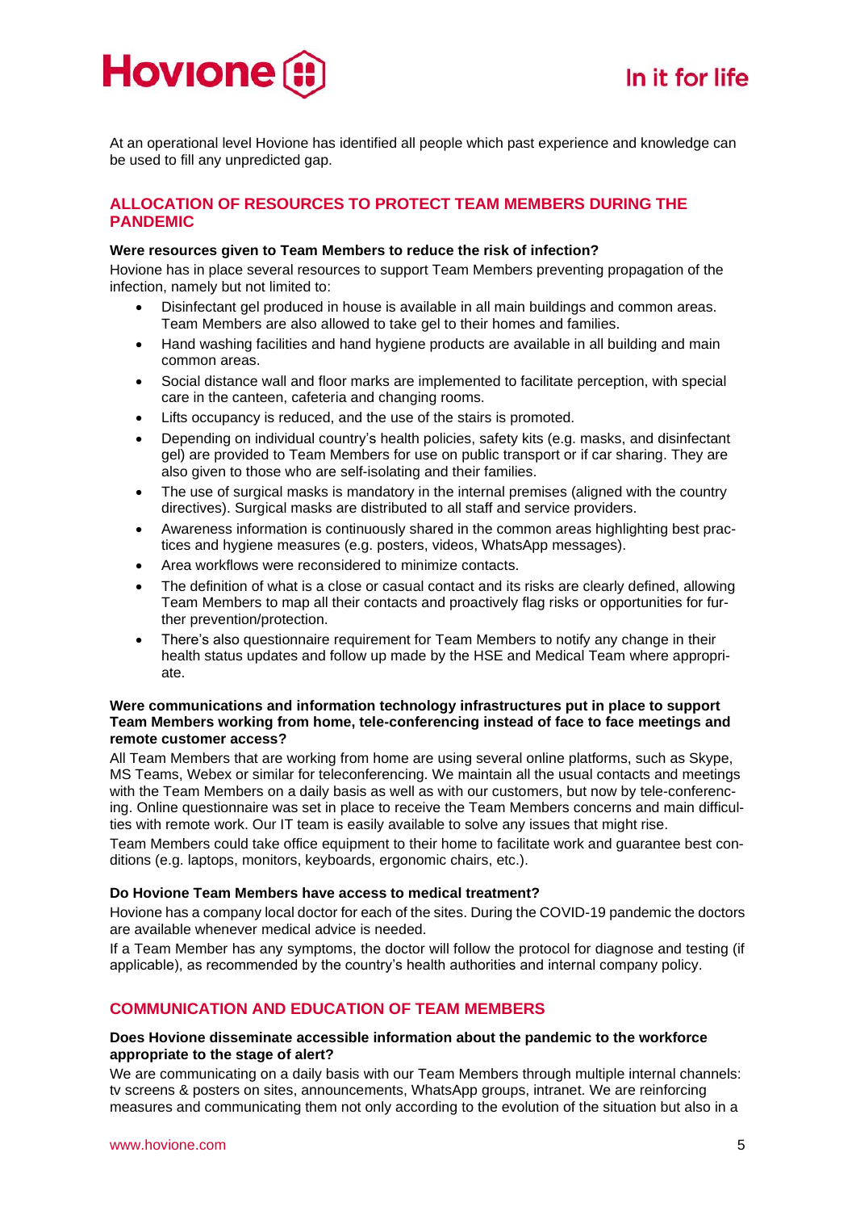At an operational level Hovione has identified all people which past experience and knowledge can be used to fill any unpredicted gap.

## ALLOCATION OF RESOURCES TO PROTECT TEAM MEMBERS DURING THE PANDEMIC

**Were resources given to Team Members to reduce the risk of infection?**

Hovione has in place several resources to support Team Members preventing propagation of the infection, namely but not limited to:

- Disinfectant gel produced in house is available in all main buildings and common areas. Team Members are also allowed to take gel to their homes and families.
- Hand washing facilities and hand hygiene products are available in all building and main common areas.
- Social distance wall and floor marks are implemented to facilitate perception, with special care in the canteen, cafeteria and changing rooms.
- Lifts occupancy is reduced, and the use of the stairs is promoted.
- Depending on individual country's health policies, safety kits (e.g. masks, and disinfectant gel) are provided to Team Members for use on public transport or if car sharing. They are also given to those who are self-isolating and their families.
- The use of surgical masks is mandatory in the internal premises (aligned with the country directives). Surgical masks are distributed to all staff and service providers.
- Awareness information is continuously shared in the common areas highlighting best practices and hygiene measures (e.g. posters, videos, WhatsApp messages).
- Area workflows were reconsidered to minimize contacts.
- The definition of what is a close or casual contact and its risks are clearly defined, allowing Team Members to map all their contacts and proactively flag risks or opportunities for further prevention/protection.
- There's also questionnaire requirement for Team Members to notify any change in their health status updates and follow up made by the HSE and Medical Team where appropriate.

**Were communications and information technology infrastructures put in place to support Team Members working from home, tele-conferencing instead of face to face meetings and remote customer access?**

All Team Members that are working from home are using several online platforms, such as Skype, MS Teams, Webex or similar for teleconferencing. We maintain all the usual contacts and meetings with the Team Members on a daily basis as well as with our customers, but now by tele-conferencing. Online questionnaire was set in place to receive the Team Members concerns and main difficulties with remote work. Our IT team is easily available to solve any issues that might rise.

Team Members could take office equipment to their home to facilitate work and guarantee best conditions (e.g. laptops, monitors, keyboards, ergonomic chairs, etc.).

**Do Hovione Team Members have access to medical treatment?**

Hovione has a company local doctor for each of the sites. During the COVID-19 pandemic the doctors are available whenever medical advice is needed.

If a Team Member has any symptoms, the doctor will follow the protocol for diagnose and testing (if applicable), as recommended by the country's health authorities and internal company policy.

## COMMUNICATION AND EDUCATION OF TEAM MEMBERS

**Does Hovione disseminate accessible information about the pandemic to the workforce appropriate to the stage of alert?**

We are communicating on a daily basis with our Team Members through multiple internal channels: tv screens & posters on sites, announcements, WhatsApp groups, intranet. We are reinforcing measures and communicating them not only according to the evolution of the situation but also in a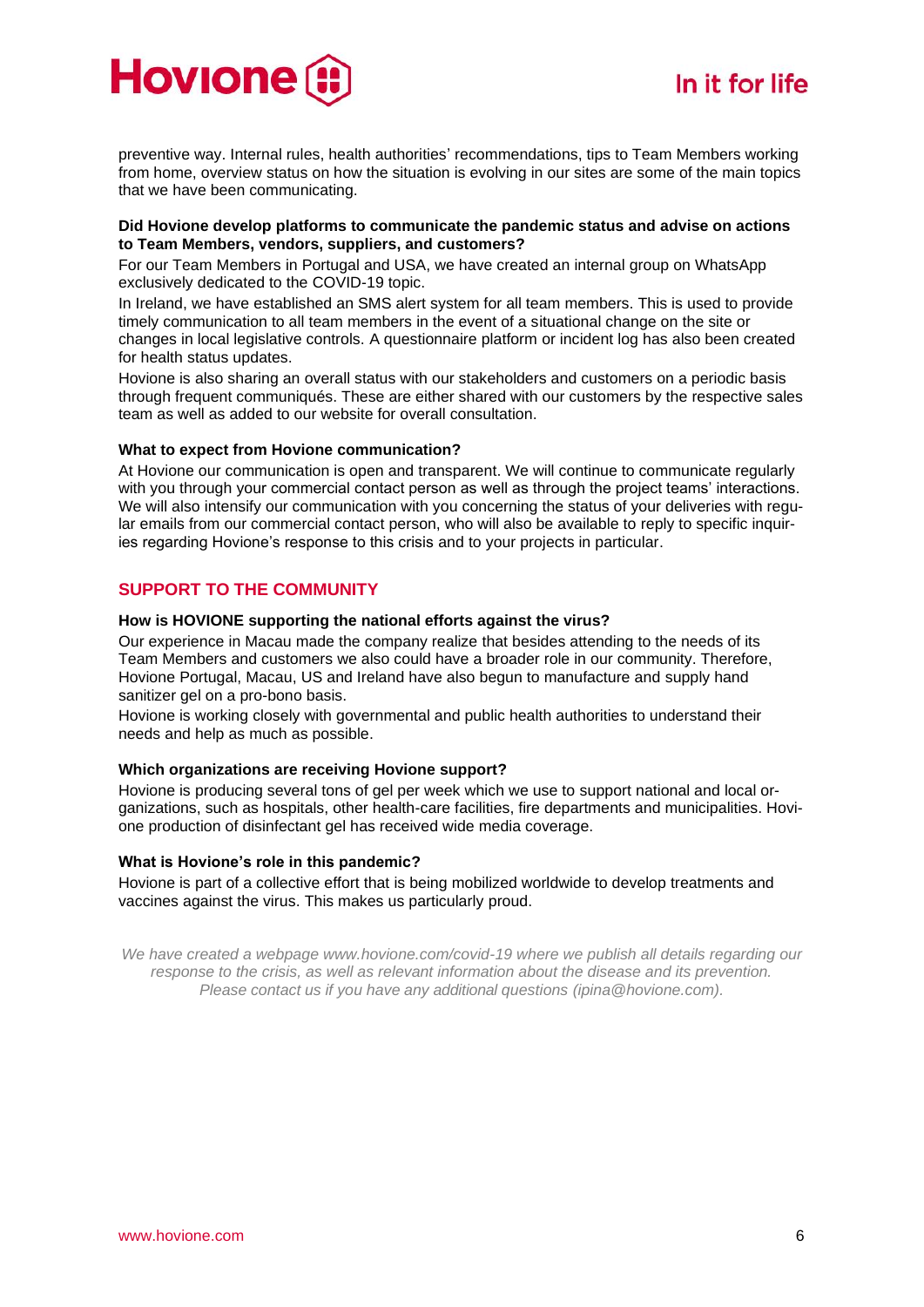preventive way. Internal rules, health authorities' recommendations, tips to Team Members working from home, overview status on how the situation is evolving in our sites are some of the main topics that we have been communicating.

**Did Hovione develop platforms to communicate the pandemic status and advise on actions to Team Members, vendors, suppliers, and customers?**

For our Team Members in Portugal and USA, we have created an internal group on WhatsApp exclusively dedicated to the COVID-19 topic.

In Ireland, we have established an SMS alert system for all team members. This is used to provide timely communication to all team members in the event of a situational change on the site or changes in local legislative controls. A questionnaire platform or incident log has also been created for health status updates.

Hovione is also sharing an overall status with our stakeholders and customers on a periodic basis through frequent communiqués. These are either shared with our customers by the respective sales team as well as added to our website for overall consultation.

**What to expect from Hovione communication?**

At Hovione our communication is open and transparent. We will continue to communicate regularly with you through your commercial contact person as well as through the project teams' interactions. We will also intensify our communication with you concerning the status of your deliveries with regular emails from our commercial contact person, who will also be available to reply to specific inquiries regarding Hovione's response to this crisis and to your projects in particular.

## SUPPORT TO THE COMMUNITY

**How is HOVIONE supporting the national efforts against the virus?**

Our experience in Macau made the company realize that besides attending to the needs of its Team Members and customers we also could have a broader role in our community. Therefore, Hovione Portugal, Macau, US and Ireland have also begun to manufacture and supply hand sanitizer gel on a pro-bono basis.

Hovione is working closely with governmental and public health authorities to understand their needs and help as much as possible.

**Which organizations are receiving Hovione support?**

Hovione is producing several tons of gel per week which we use to support national and local organizations, such as hospitals, other health-care facilities, fire departments and municipalities. Hovione production of disinfectant gel has received wide media coverage.

**What is Hovione's role in this pandemic?**

Hovione is part of a collective effort that is being mobilized worldwide to develop treatments and vaccines against the virus. This makes us particularly proud.

*We have created a webpage www.hovione.com/covid-19 where we publish all details regarding our response to the crisis, as well as relevant information about the disease and its prevention. Please contact us if you have any additional questions (ipina@hovione.com).*